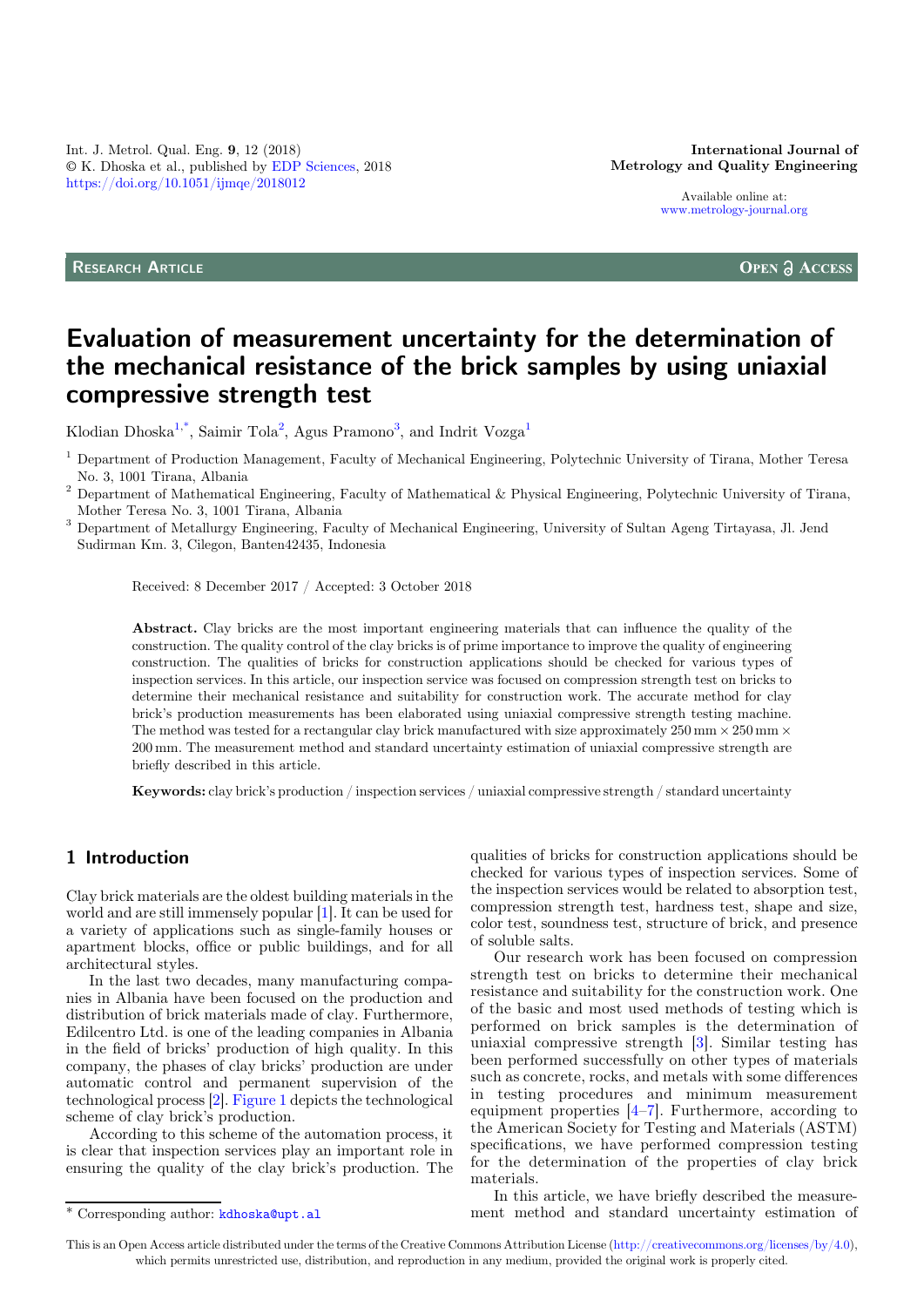Int. J. Metrol. Qual. Eng. 9, 12 (2018)
© K. Dhoska et al., published by EDP Sciences, 2018
https://doi.org/10.1051/ijmqe/2018012

**International Journal of Metrology and Quality Engineering**

Available online at:
www.metrology-journal.org

**Research Article** — **Open Access**

# Evaluation of measurement uncertainty for the determination of the mechanical resistance of the brick samples by using uniaxial compressive strength test

Klodian Dhoska[1,*], Saimir Tola[2], Agus Pramono[3], and Indrit Vozga[1]

[1] Department of Production Management, Faculty of Mechanical Engineering, Polytechnic University of Tirana, Mother Teresa No. 3, 1001 Tirana, Albania

[2] Department of Mathematical Engineering, Faculty of Mathematical & Physical Engineering, Polytechnic University of Tirana, Mother Teresa No. 3, 1001 Tirana, Albania

[3] Department of Metallurgy Engineering, Faculty of Mechanical Engineering, University of Sultan Ageng Tirtayasa, Jl. Jend Sudirman Km. 3, Cilegon, Banten42435, Indonesia

Received: 8 December 2017 / Accepted: 3 October 2018

**Abstract.** Clay bricks are the most important engineering materials that can influence the quality of the construction. The quality control of the clay bricks is of prime importance to improve the quality of engineering construction. The qualities of bricks for construction applications should be checked for various types of inspection services. In this article, our inspection service was focused on compression strength test on bricks to determine their mechanical resistance and suitability for construction work. The accurate method for clay brick's production measurements has been elaborated using uniaxial compressive strength testing machine. The method was tested for a rectangular clay brick manufactured with size approximately 250 mm × 250 mm × 200 mm. The measurement method and standard uncertainty estimation of uniaxial compressive strength are briefly described in this article.

**Keywords:** clay brick's production / inspection services / uniaxial compressive strength / standard uncertainty

## 1 Introduction

Clay brick materials are the oldest building materials in the world and are still immensely popular [1]. It can be used for a variety of applications such as single-family houses or apartment blocks, office or public buildings, and for all architectural styles.

In the last two decades, many manufacturing companies in Albania have been focused on the production and distribution of brick materials made of clay. Furthermore, Edilcentro Ltd. is one of the leading companies in Albania in the field of bricks' production of high quality. In this company, the phases of clay bricks' production are under automatic control and permanent supervision of the technological process [2]. Figure 1 depicts the technological scheme of clay brick's production.

According to this scheme of the automation process, it is clear that inspection services play an important role in ensuring the quality of the clay brick's production. The qualities of bricks for construction applications should be checked for various types of inspection services. Some of the inspection services would be related to absorption test, compression strength test, hardness test, shape and size, color test, soundness test, structure of brick, and presence of soluble salts.

Our research work has been focused on compression strength test on bricks to determine their mechanical resistance and suitability for the construction work. One of the basic and most used methods of testing which is performed on brick samples is the determination of uniaxial compressive strength [3]. Similar testing has been performed successfully on other types of materials such as concrete, rocks, and metals with some differences in testing procedures and minimum measurement equipment properties [4–7]. Furthermore, according to the American Society for Testing and Materials (ASTM) specifications, we have performed compression testing for the determination of the properties of clay brick materials.

In this article, we have briefly described the measurement method and standard uncertainty estimation of

* Corresponding author: kdhoska@upt.al

This is an Open Access article distributed under the terms of the Creative Commons Attribution License (http://creativecommons.org/licenses/by/4.0), which permits unrestricted use, distribution, and reproduction in any medium, provided the original work is properly cited.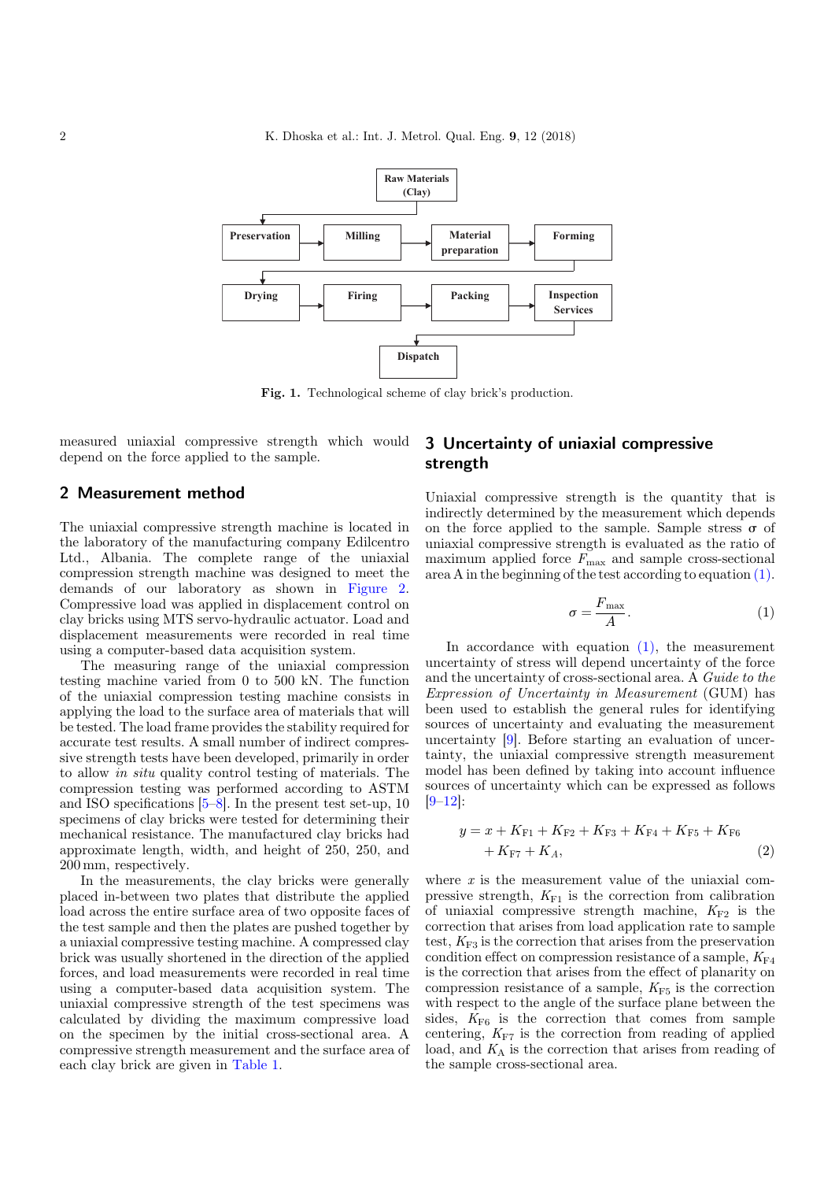Raw Materials (Clay) → Preservation → Milling → Material preparation → Forming → Drying → Firing → Packing → Inspection Services → Dispatch

**Fig. 1.** Technological scheme of clay brick's production.

measured uniaxial compressive strength which would depend on the force applied to the sample.

## 2 Measurement method

The uniaxial compressive strength machine is located in the laboratory of the manufacturing company Edilcentro Ltd., Albania. The complete range of the uniaxial compression strength machine was designed to meet the demands of our laboratory as shown in Figure 2. Compressive load was applied in displacement control on clay bricks using MTS servo-hydraulic actuator. Load and displacement measurements were recorded in real time using a computer-based data acquisition system.

The measuring range of the uniaxial compression testing machine varied from 0 to 500 kN. The function of the uniaxial compression testing machine consists in applying the load to the surface area of materials that will be tested. The load frame provides the stability required for accurate test results. A small number of indirect compressive strength tests have been developed, primarily in order to allow *in situ* quality control testing of materials. The compression testing was performed according to ASTM and ISO specifications [5–8]. In the present test set-up, 10 specimens of clay bricks were tested for determining their mechanical resistance. The manufactured clay bricks had approximate length, width, and height of 250, 250, and 200 mm, respectively.

In the measurements, the clay bricks were generally placed in-between two plates that distribute the applied load across the entire surface area of two opposite faces of the test sample and then the plates are pushed together by a uniaxial compressive testing machine. A compressed clay brick was usually shortened in the direction of the applied forces, and load measurements were recorded in real time using a computer-based data acquisition system. The uniaxial compressive strength of the test specimens was calculated by dividing the maximum compressive load on the specimen by the initial cross-sectional area. A compressive strength measurement and the surface area of each clay brick are given in Table 1.

## 3 Uncertainty of uniaxial compressive strength

Uniaxial compressive strength is the quantity that is indirectly determined by the measurement which depends on the force applied to the sample. Sample stress $\boldsymbol{\sigma}$ of uniaxial compressive strength is evaluated as the ratio of maximum applied force $F_{\max}$ and sample cross-sectional area A in the beginning of the test according to equation (1).

$$\sigma = \frac{F_{\max}}{A}. \tag{1}$$

In accordance with equation (1), the measurement uncertainty of stress will depend uncertainty of the force and the uncertainty of cross-sectional area. A *Guide to the Expression of Uncertainty in Measurement* (GUM) has been used to establish the general rules for identifying sources of uncertainty and evaluating the measurement uncertainty [9]. Before starting an evaluation of uncertainty, the uniaxial compressive strength measurement model has been defined by taking into account influence sources of uncertainty which can be expressed as follows [9–12]:

$$y = x + K_{\mathrm{F1}} + K_{\mathrm{F2}} + K_{\mathrm{F3}} + K_{\mathrm{F4}} + K_{\mathrm{F5}} + K_{\mathrm{F6}} + K_{\mathrm{F7}} + K_{A}, \tag{2}$$

where $x$ is the measurement value of the uniaxial compressive strength, $K_{\mathrm{F1}}$ is the correction from calibration of uniaxial compressive strength machine, $K_{\mathrm{F2}}$ is the correction that arises from load application rate to sample test, $K_{\mathrm{F3}}$ is the correction that arises from the preservation condition effect on compression resistance of a sample, $K_{\mathrm{F4}}$ is the correction that arises from the effect of planarity on compression resistance of a sample, $K_{\mathrm{F5}}$ is the correction with respect to the angle of the surface plane between the sides, $K_{\mathrm{F6}}$ is the correction that comes from sample centering, $K_{\mathrm{F7}}$ is the correction from reading of applied load, and $K_{\mathrm{A}}$ is the correction that arises from reading of the sample cross-sectional area.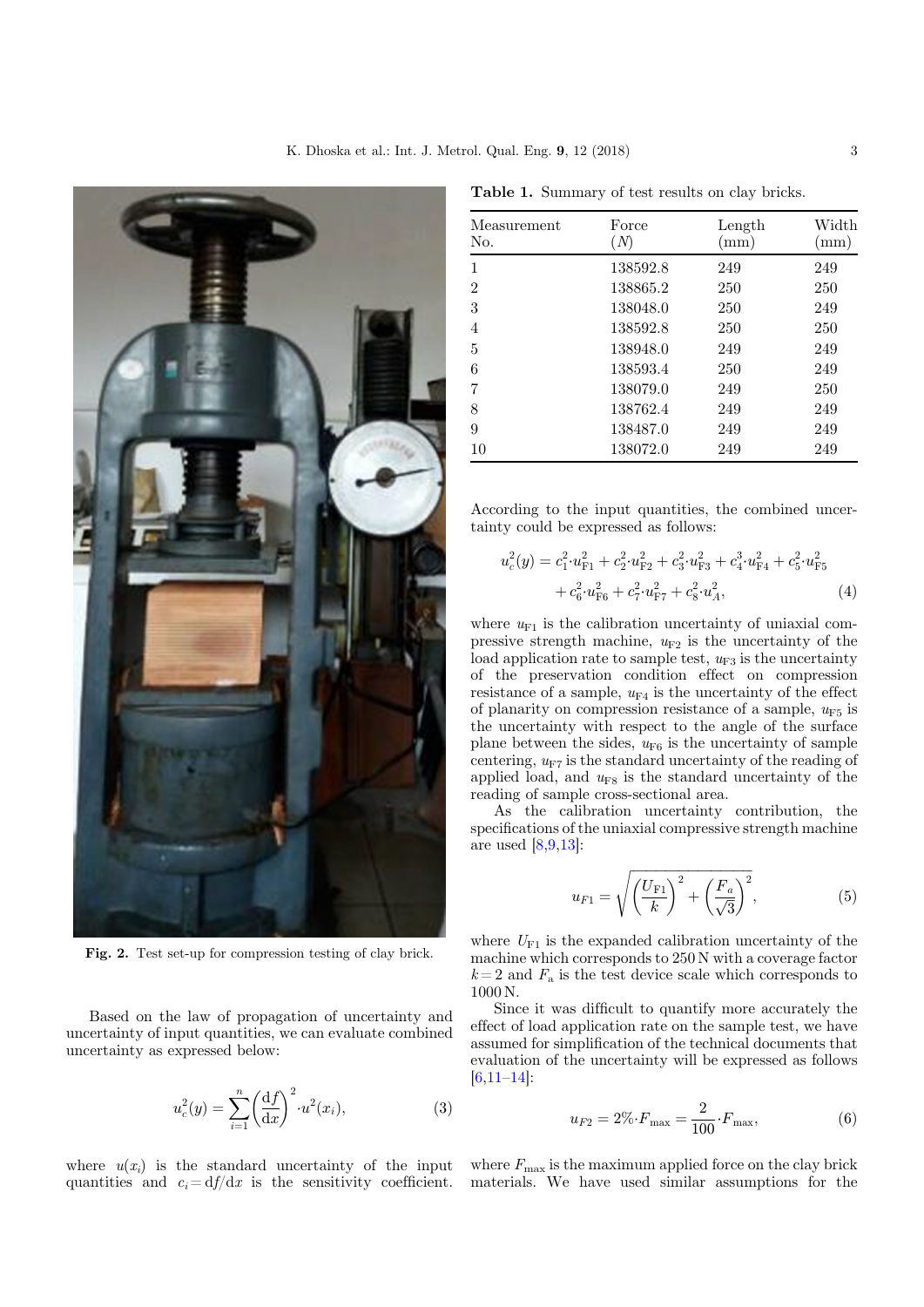Fig. 2. Test set-up for compression testing of clay brick.

Based on the law of propagation of uncertainty and uncertainty of input quantities, we can evaluate combined uncertainty as expressed below:

$$u_c^2(y) = \sum_{i=1}^{n} \left(\frac{\mathrm{d}f}{\mathrm{d}x}\right)^2 \cdot u^2(x_i), \tag{3}$$

where $u(x_i)$ is the standard uncertainty of the input quantities and $c_i = \mathrm{d}f/\mathrm{d}x$ is the sensitivity coefficient.

**Table 1.** Summary of test results on clay bricks.

| Measurement No. | Force ($N$) | Length (mm) | Width (mm) |
|---|---|---|---|
| 1 | 138592.8 | 249 | 249 |
| 2 | 138865.2 | 250 | 250 |
| 3 | 138048.0 | 250 | 249 |
| 4 | 138592.8 | 250 | 250 |
| 5 | 138948.0 | 249 | 249 |
| 6 | 138593.4 | 250 | 249 |
| 7 | 138079.0 | 249 | 250 |
| 8 | 138762.4 | 249 | 249 |
| 9 | 138487.0 | 249 | 249 |
| 10 | 138072.0 | 249 | 249 |

According to the input quantities, the combined uncertainty could be expressed as follows:

$$u_c^2(y) = c_1^2 \cdot u_{\mathrm{F1}}^2 + c_2^2 \cdot u_{\mathrm{F2}}^2 + c_3^2 \cdot u_{\mathrm{F3}}^2 + c_4^3 \cdot u_{\mathrm{F4}}^2 + c_5^2 \cdot u_{\mathrm{F5}}^2 + c_6^2 \cdot u_{\mathrm{F6}}^2 + c_7^2 \cdot u_{\mathrm{F7}}^2 + c_8^2 \cdot u_A^2, \tag{4}$$

where $u_{\mathrm{F1}}$ is the calibration uncertainty of uniaxial compressive strength machine, $u_{\mathrm{F2}}$ is the uncertainty of the load application rate to sample test, $u_{\mathrm{F3}}$ is the uncertainty of the preservation condition effect on compression resistance of a sample, $u_{\mathrm{F4}}$ is the uncertainty of the effect of planarity on compression resistance of a sample, $u_{\mathrm{F5}}$ is the uncertainty with respect to the angle of the surface plane between the sides, $u_{\mathrm{F6}}$ is the uncertainty of sample centering, $u_{\mathrm{F7}}$ is the standard uncertainty of the reading of applied load, and $u_{\mathrm{F8}}$ is the standard uncertainty of the reading of sample cross-sectional area.

As the calibration uncertainty contribution, the specifications of the uniaxial compressive strength machine are used [8,9,13]:

$$u_{F1} = \sqrt{\left(\frac{U_{\mathrm{F1}}}{k}\right)^2 + \left(\frac{F_a}{\sqrt{3}}\right)^2}, \tag{5}$$

where $U_{\mathrm{F1}}$ is the expanded calibration uncertainty of the machine which corresponds to 250 N with a coverage factor $k = 2$ and $F_{\mathrm{a}}$ is the test device scale which corresponds to 1000 N.

Since it was difficult to quantify more accurately the effect of load application rate on the sample test, we have assumed for simplification of the technical documents that evaluation of the uncertainty will be expressed as follows [6,11–14]:

$$u_{F2} = 2\% \cdot F_{\max} = \frac{2}{100} \cdot F_{\max}, \tag{6}$$

where $F_{\max}$ is the maximum applied force on the clay brick materials. We have used similar assumptions for the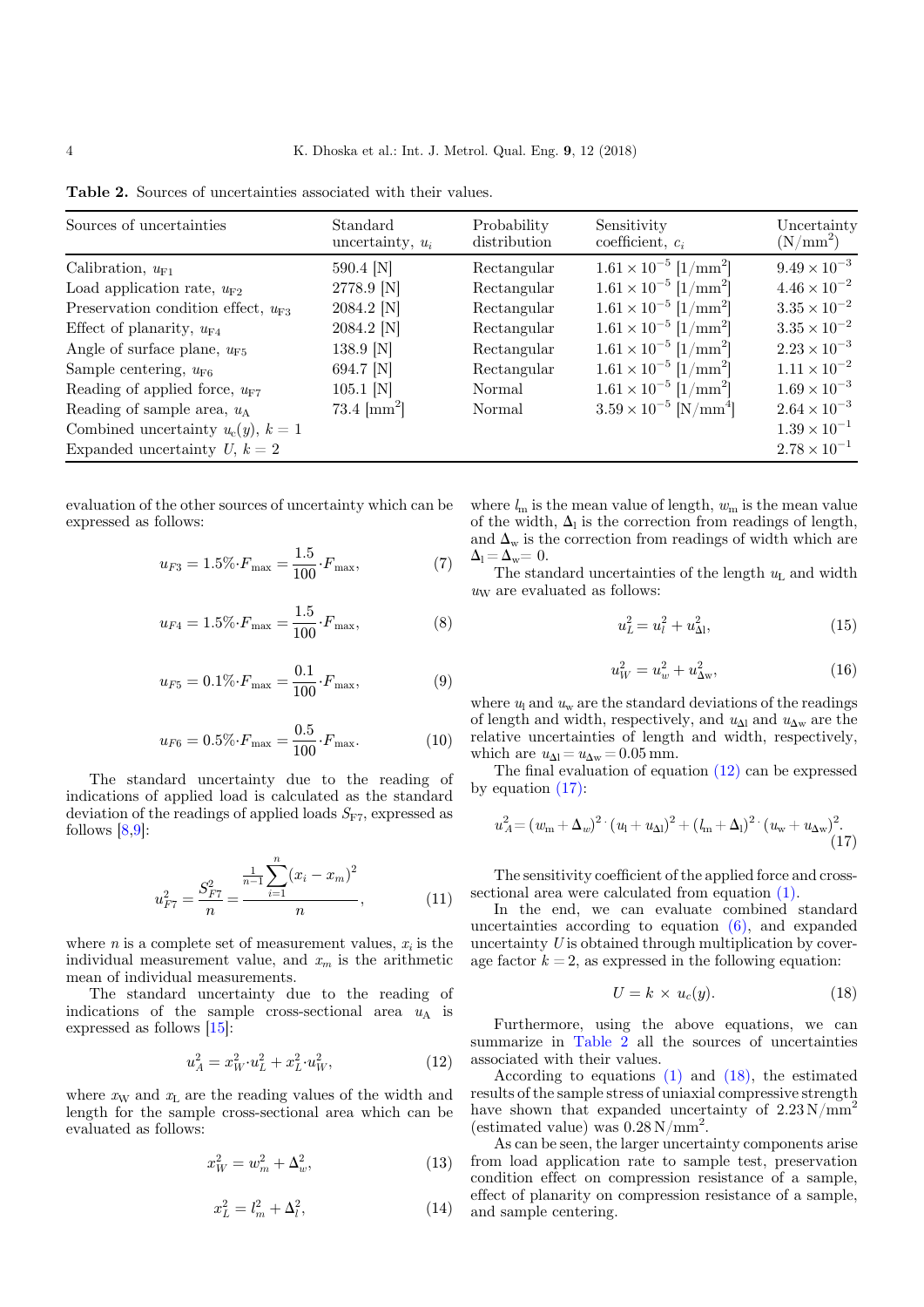**Table 2.** Sources of uncertainties associated with their values.

| Sources of uncertainties | Standard uncertainty, $u_i$ | Probability distribution | Sensitivity coefficient, $c_i$ | Uncertainty (N/mm$^2$) |
|---|---|---|---|---|
| Calibration, $u_{F1}$ | 590.4 [N] | Rectangular | $1.61\times10^{-5}$ [1/mm$^2$] | $9.49\times10^{-3}$ |
| Load application rate, $u_{F2}$ | 2778.9 [N] | Rectangular | $1.61\times10^{-5}$ [1/mm$^2$] | $4.46\times10^{-2}$ |
| Preservation condition effect, $u_{F3}$ | 2084.2 [N] | Rectangular | $1.61\times10^{-5}$ [1/mm$^2$] | $3.35\times10^{-2}$ |
| Effect of planarity, $u_{F4}$ | 2084.2 [N] | Rectangular | $1.61\times10^{-5}$ [1/mm$^2$] | $3.35\times10^{-2}$ |
| Angle of surface plane, $u_{F5}$ | 138.9 [N] | Rectangular | $1.61\times10^{-5}$ [1/mm$^2$] | $2.23\times10^{-3}$ |
| Sample centering, $u_{F6}$ | 694.7 [N] | Rectangular | $1.61\times10^{-5}$ [1/mm$^2$] | $1.11\times10^{-2}$ |
| Reading of applied force, $u_{F7}$ | 105.1 [N] | Normal | $1.61\times10^{-5}$ [1/mm$^2$] | $1.69\times10^{-3}$ |
| Reading of sample area, $u_A$ | 73.4 [mm$^2$] | Normal | $3.59\times10^{-5}$ [N/mm$^4$] | $2.64\times10^{-3}$ |
| Combined uncertainty $u_c(y)$, $k=1$ | | | | $1.39\times10^{-1}$ |
| Expanded uncertainty $U$, $k=2$ | | | | $2.78\times10^{-1}$ |

evaluation of the other sources of uncertainty which can be expressed as follows:

$$u_{F3} = 1.5\%\cdot F_{\max} = \frac{1.5}{100}\cdot F_{\max}, \tag{7}$$

$$u_{F4} = 1.5\%\cdot F_{\max} = \frac{1.5}{100}\cdot F_{\max}, \tag{8}$$

$$u_{F5} = 0.1\%\cdot F_{\max} = \frac{0.1}{100}\cdot F_{\max}, \tag{9}$$

$$u_{F6} = 0.5\%\cdot F_{\max} = \frac{0.5}{100}\cdot F_{\max}. \tag{10}$$

The standard uncertainty due to the reading of indications of applied load is calculated as the standard deviation of the readings of applied loads $S_{F7}$, expressed as follows [8,9]:

$$u_{F7}^2 = \frac{S_{F7}^2}{n} = \frac{\frac{1}{n-1}\sum_{i=1}^{n}(x_i - x_m)^2}{n}, \tag{11}$$

where $n$ is a complete set of measurement values, $x_i$ is the individual measurement value, and $x_m$ is the arithmetic mean of individual measurements.

The standard uncertainty due to the reading of indications of the sample cross-sectional area $u_A$ is expressed as follows [15]:

$$u_A^2 = x_W^2\cdot u_L^2 + x_L^2\cdot u_W^2, \tag{12}$$

where $x_W$ and $x_L$ are the reading values of the width and length for the sample cross-sectional area which can be evaluated as follows:

$$x_W^2 = w_m^2 + \Delta_w^2, \tag{13}$$

$$x_L^2 = l_m^2 + \Delta_l^2, \tag{14}$$

where $l_m$ is the mean value of length, $w_m$ is the mean value of the width, $\Delta_l$ is the correction from readings of length, and $\Delta_w$ is the correction from readings of width which are $\Delta_l = \Delta_w = 0$.

The standard uncertainties of the length $u_L$ and width $u_W$ are evaluated as follows:

$$u_L^2 = u_l^2 + u_{\Delta l}^2, \tag{15}$$

$$u_W^2 = u_w^2 + u_{\Delta w}^2, \tag{16}$$

where $u_l$ and $u_w$ are the standard deviations of the readings of length and width, respectively, and $u_{\Delta l}$ and $u_{\Delta w}$ are the relative uncertainties of length and width, respectively, which are $u_{\Delta l} = u_{\Delta w} = 0.05$ mm.

The final evaluation of equation (12) can be expressed by equation (17):

$$u_A^2 = (w_m + \Delta_w)^2\cdot(u_l + u_{\Delta l})^2 + (l_m + \Delta_l)^2\cdot(u_w + u_{\Delta w})^2. \tag{17}$$

The sensitivity coefficient of the applied force and cross-sectional area were calculated from equation (1).

In the end, we can evaluate combined standard uncertainties according to equation (6), and expanded uncertainty $U$ is obtained through multiplication by coverage factor $k = 2$, as expressed in the following equation:

$$U = k \times u_c(y). \tag{18}$$

Furthermore, using the above equations, we can summarize in Table 2 all the sources of uncertainties associated with their values.

According to equations (1) and (18), the estimated results of the sample stress of uniaxial compressive strength have shown that expanded uncertainty of 2.23 N/mm$^2$ (estimated value) was 0.28 N/mm$^2$.

As can be seen, the larger uncertainty components arise from load application rate to sample test, preservation condition effect on compression resistance of a sample, effect of planarity on compression resistance of a sample, and sample centering.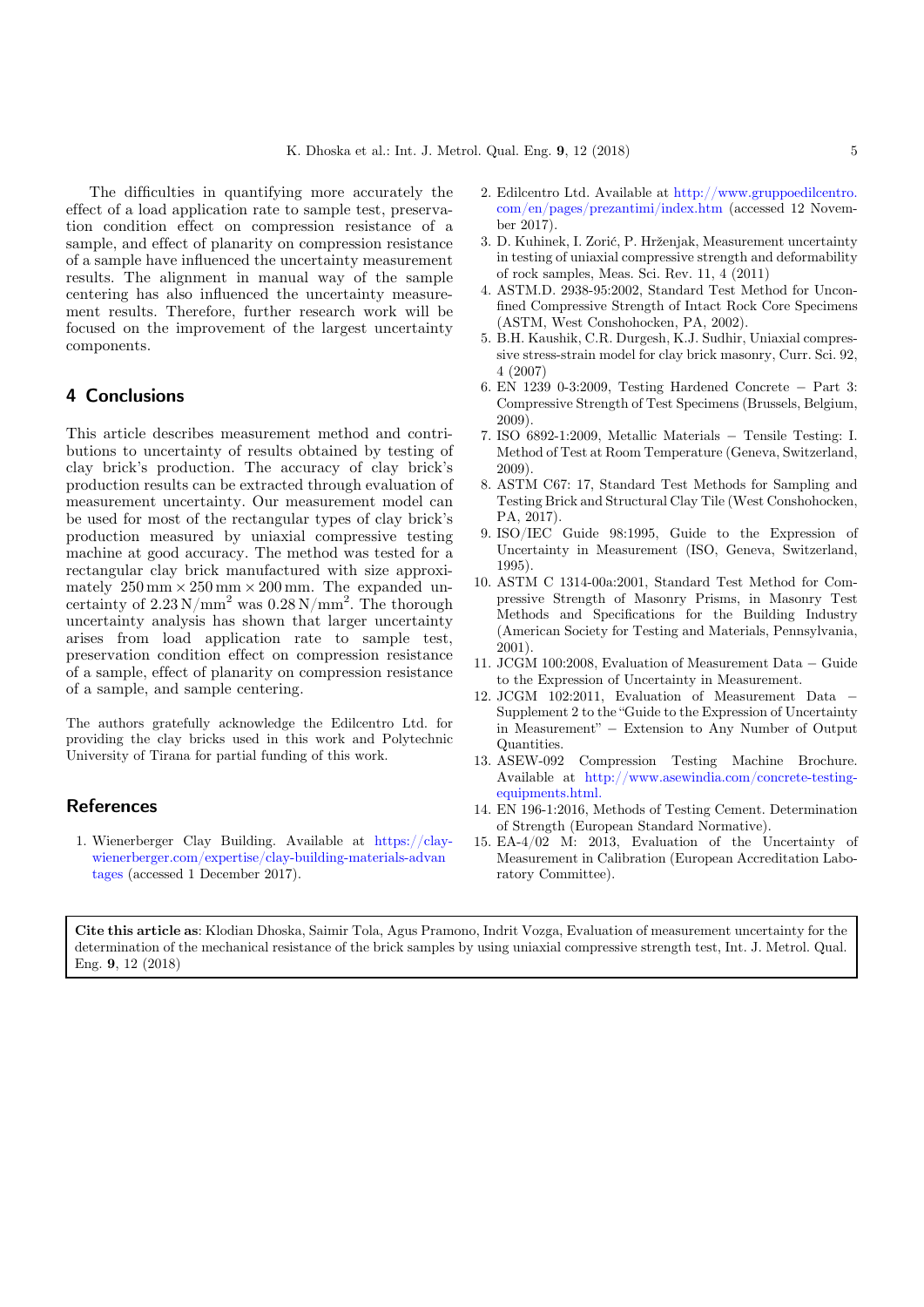The difficulties in quantifying more accurately the effect of a load application rate to sample test, preservation condition effect on compression resistance of a sample, and effect of planarity on compression resistance of a sample have influenced the uncertainty measurement results. The alignment in manual way of the sample centering has also influenced the uncertainty measurement results. Therefore, further research work will be focused on the improvement of the largest uncertainty components.

## 4 Conclusions

This article describes measurement method and contributions to uncertainty of results obtained by testing of clay brick's production. The accuracy of clay brick's production results can be extracted through evaluation of measurement uncertainty. Our measurement model can be used for most of the rectangular types of clay brick's production measured by uniaxial compressive testing machine at good accuracy. The method was tested for a rectangular clay brick manufactured with size approximately $250\,\text{mm} \times 250\,\text{mm} \times 200\,\text{mm}$. The expanded uncertainty of $2.23\,\text{N/mm}^2$ was $0.28\,\text{N/mm}^2$. The thorough uncertainty analysis has shown that larger uncertainty arises from load application rate to sample test, preservation condition effect on compression resistance of a sample, effect of planarity on compression resistance of a sample, and sample centering.

The authors gratefully acknowledge the Edilcentro Ltd. for providing the clay bricks used in this work and Polytechnic University of Tirana for partial funding of this work.

## References

1. Wienerberger Clay Building. Available at https://clay-wienerberger.com/expertise/clay-building-materials-advantages (accessed 1 December 2017).
2. Edilcentro Ltd. Available at http://www.gruppoedilcentro.com/en/pages/prezantimi/index.htm (accessed 12 November 2017).
3. D. Kuhinek, I. Zorić, P. Hrženjak, Measurement uncertainty in testing of uniaxial compressive strength and deformability of rock samples, Meas. Sci. Rev. 11, 4 (2011)
4. ASTM.D. 2938-95:2002, Standard Test Method for Unconfined Compressive Strength of Intact Rock Core Specimens (ASTM, West Conshohocken, PA, 2002).
5. B.H. Kaushik, C.R. Durgesh, K.J. Sudhir, Uniaxial compressive stress-strain model for clay brick masonry, Curr. Sci. 92, 4 (2007)
6. EN 1239 0-3:2009, Testing Hardened Concrete – Part 3: Compressive Strength of Test Specimens (Brussels, Belgium, 2009).
7. ISO 6892-1:2009, Metallic Materials – Tensile Testing: I. Method of Test at Room Temperature (Geneva, Switzerland, 2009).
8. ASTM C67: 17, Standard Test Methods for Sampling and Testing Brick and Structural Clay Tile (West Conshohocken, PA, 2017).
9. ISO/IEC Guide 98:1995, Guide to the Expression of Uncertainty in Measurement (ISO, Geneva, Switzerland, 1995).
10. ASTM C 1314-00a:2001, Standard Test Method for Compressive Strength of Masonry Prisms, in Masonry Test Methods and Specifications for the Building Industry (American Society for Testing and Materials, Pennsylvania, 2001).
11. JCGM 100:2008, Evaluation of Measurement Data – Guide to the Expression of Uncertainty in Measurement.
12. JCGM 102:2011, Evaluation of Measurement Data – Supplement 2 to the "Guide to the Expression of Uncertainty in Measurement" – Extension to Any Number of Output Quantities.
13. ASEW-092 Compression Testing Machine Brochure. Available at http://www.asewindia.com/concrete-testing-equipments.html.
14. EN 196-1:2016, Methods of Testing Cement. Determination of Strength (European Standard Normative).
15. EA-4/02 M: 2013, Evaluation of the Uncertainty of Measurement in Calibration (European Accreditation Laboratory Committee).

**Cite this article as**: Klodian Dhoska, Saimir Tola, Agus Pramono, Indrit Vozga, Evaluation of measurement uncertainty for the determination of the mechanical resistance of the brick samples by using uniaxial compressive strength test, Int. J. Metrol. Qual. Eng. **9**, 12 (2018)